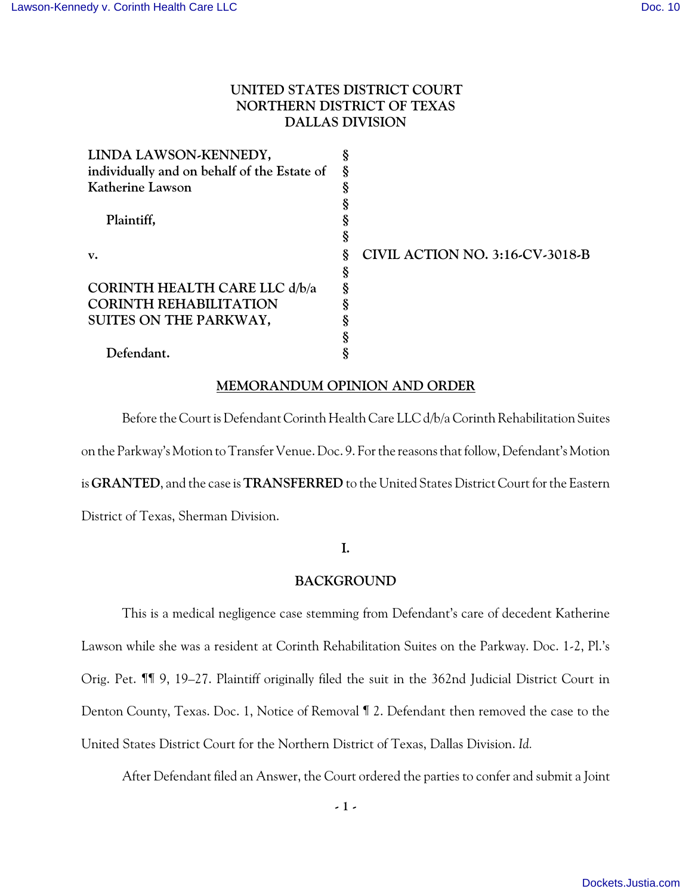UNITED STATES DISTRICT COURT
NORTHERN DISTRICT OF TEXAS
DALLAS DIVISION

| | | |
|---|---|---|
| **LINDA LAWSON-KENNEDY, individually and on behalf of the Estate of Katherine Lawson** | § | |
| | § | |
| **Plaintiff,** | § | |
| | § | |
| **v.** | § | **CIVIL ACTION NO. 3:16-CV-3018-B** |
| | § | |
| **CORINTH HEALTH CARE LLC d/b/a CORINTH REHABILITATION SUITES ON THE PARKWAY,** | § | |
| | § | |
| **Defendant.** | § | |

## MEMORANDUM OPINION AND ORDER

Before the Court is Defendant Corinth Health Care LLC d/b/a Corinth Rehabilitation Suites on the Parkway's Motion to Transfer Venue. Doc. 9. For the reasons that follow, Defendant's Motion is **GRANTED**, and the case is **TRANSFERRED** to the United States District Court for the Eastern District of Texas, Sherman Division.

### I.

### BACKGROUND

This is a medical negligence case stemming from Defendant's care of decedent Katherine Lawson while she was a resident at Corinth Rehabilitation Suites on the Parkway. Doc. 1-2, Pl.'s Orig. Pet. ¶¶ 9, 19–27. Plaintiff originally filed the suit in the 362nd Judicial District Court in Denton County, Texas. Doc. 1, Notice of Removal ¶ 2. Defendant then removed the case to the United States District Court for the Northern District of Texas, Dallas Division. *Id.*

After Defendant filed an Answer, the Court ordered the parties to confer and submit a Joint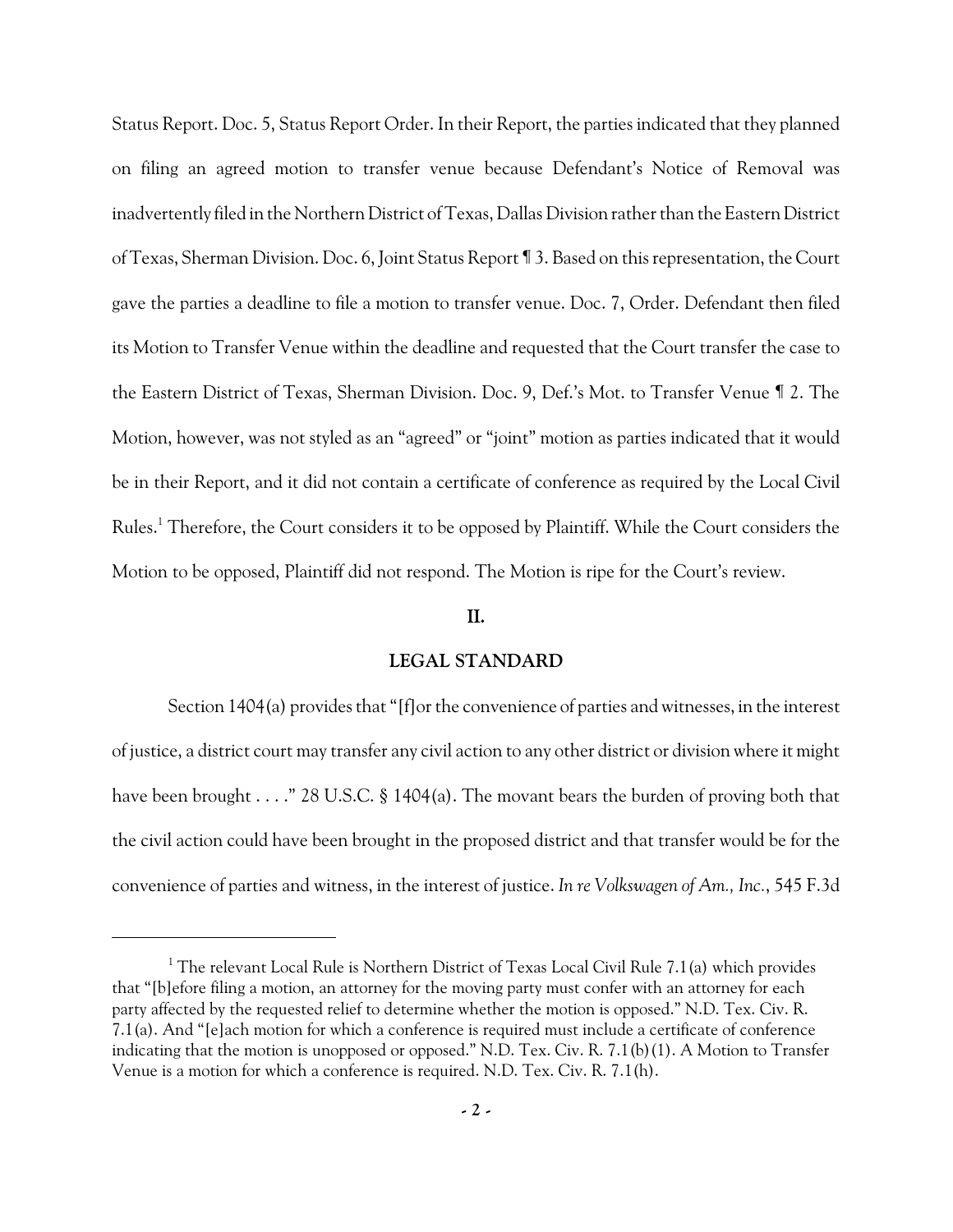Status Report. Doc. 5, Status Report Order. In their Report, the parties indicated that they planned on filing an agreed motion to transfer venue because Defendant's Notice of Removal was inadvertently filed in the Northern District of Texas, Dallas Division rather than the Eastern District of Texas, Sherman Division. Doc. 6, Joint Status Report ¶ 3. Based on this representation, the Court gave the parties a deadline to file a motion to transfer venue. Doc. 7, Order. Defendant then filed its Motion to Transfer Venue within the deadline and requested that the Court transfer the case to the Eastern District of Texas, Sherman Division. Doc. 9, Def.'s Mot. to Transfer Venue ¶ 2. The Motion, however, was not styled as an "agreed" or "joint" motion as parties indicated that it would be in their Report, and it did not contain a certificate of conference as required by the Local Civil Rules.[1] Therefore, the Court considers it to be opposed by Plaintiff. While the Court considers the Motion to be opposed, Plaintiff did not respond. The Motion is ripe for the Court's review.

## II.

## LEGAL STANDARD

Section 1404(a) provides that "[f]or the convenience of parties and witnesses, in the interest of justice, a district court may transfer any civil action to any other district or division where it might have been brought . . . ." 28 U.S.C. § 1404(a). The movant bears the burden of proving both that the civil action could have been brought in the proposed district and that transfer would be for the convenience of parties and witness, in the interest of justice. *In re Volkswagen of Am., Inc.*, 545 F.3d

---

[1] The relevant Local Rule is Northern District of Texas Local Civil Rule 7.1(a) which provides that "[b]efore filing a motion, an attorney for the moving party must confer with an attorney for each party affected by the requested relief to determine whether the motion is opposed." N.D. Tex. Civ. R. 7.1(a). And "[e]ach motion for which a conference is required must include a certificate of conference indicating that the motion is unopposed or opposed." N.D. Tex. Civ. R. 7.1(b)(1). A Motion to Transfer Venue is a motion for which a conference is required. N.D. Tex. Civ. R. 7.1(h).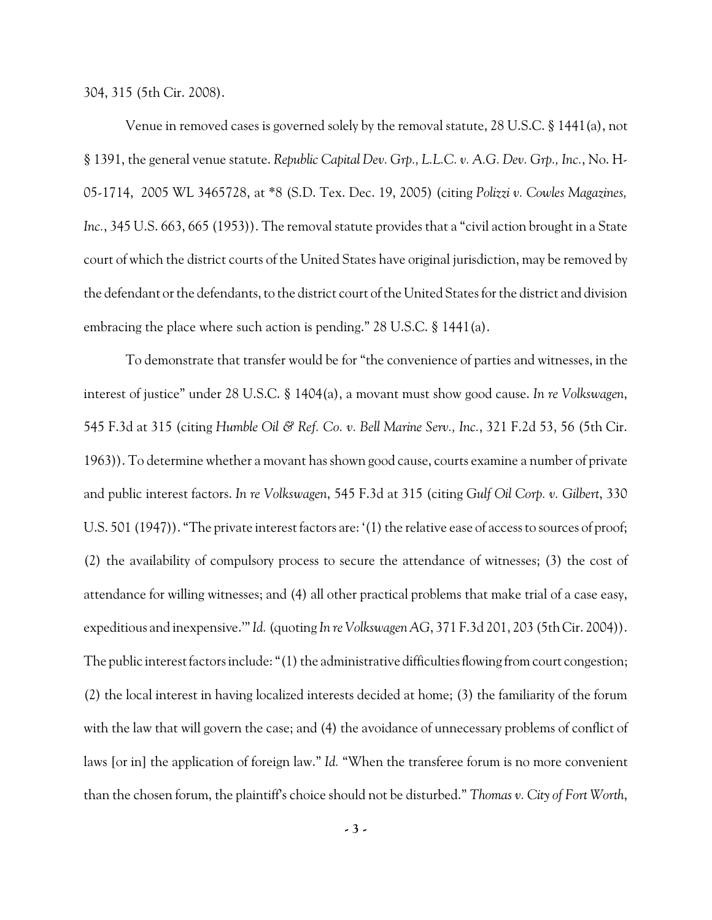304, 315 (5th Cir. 2008).

Venue in removed cases is governed solely by the removal statute, 28 U.S.C. § 1441(a), not § 1391, the general venue statute. *Republic Capital Dev. Grp., L.L.C. v. A.G. Dev. Grp., Inc.*, No. H-05-1714, 2005 WL 3465728, at *8 (S.D. Tex. Dec. 19, 2005) (citing *Polizzi v. Cowles Magazines, Inc.*, 345 U.S. 663, 665 (1953)). The removal statute provides that a "civil action brought in a State court of which the district courts of the United States have original jurisdiction, may be removed by the defendant or the defendants, to the district court of the United States for the district and division embracing the place where such action is pending." 28 U.S.C. § 1441(a).

To demonstrate that transfer would be for "the convenience of parties and witnesses, in the interest of justice" under 28 U.S.C. § 1404(a), a movant must show good cause. *In re Volkswagen*, 545 F.3d at 315 (citing *Humble Oil & Ref. Co. v. Bell Marine Serv., Inc.*, 321 F.2d 53, 56 (5th Cir. 1963)). To determine whether a movant has shown good cause, courts examine a number of private and public interest factors. *In re Volkswagen*, 545 F.3d at 315 (citing *Gulf Oil Corp. v. Gilbert*, 330 U.S. 501 (1947)). "The private interest factors are: '(1) the relative ease of access to sources of proof; (2) the availability of compulsory process to secure the attendance of witnesses; (3) the cost of attendance for willing witnesses; and (4) all other practical problems that make trial of a case easy, expeditious and inexpensive.'" *Id.* (quoting *In re Volkswagen AG*, 371 F.3d 201, 203 (5th Cir. 2004)). The public interest factors include: "(1) the administrative difficulties flowing from court congestion; (2) the local interest in having localized interests decided at home; (3) the familiarity of the forum with the law that will govern the case; and (4) the avoidance of unnecessary problems of conflict of laws [or in] the application of foreign law." *Id.* "When the transferee forum is no more convenient than the chosen forum, the plaintiff's choice should not be disturbed." *Thomas v. City of Fort Worth*,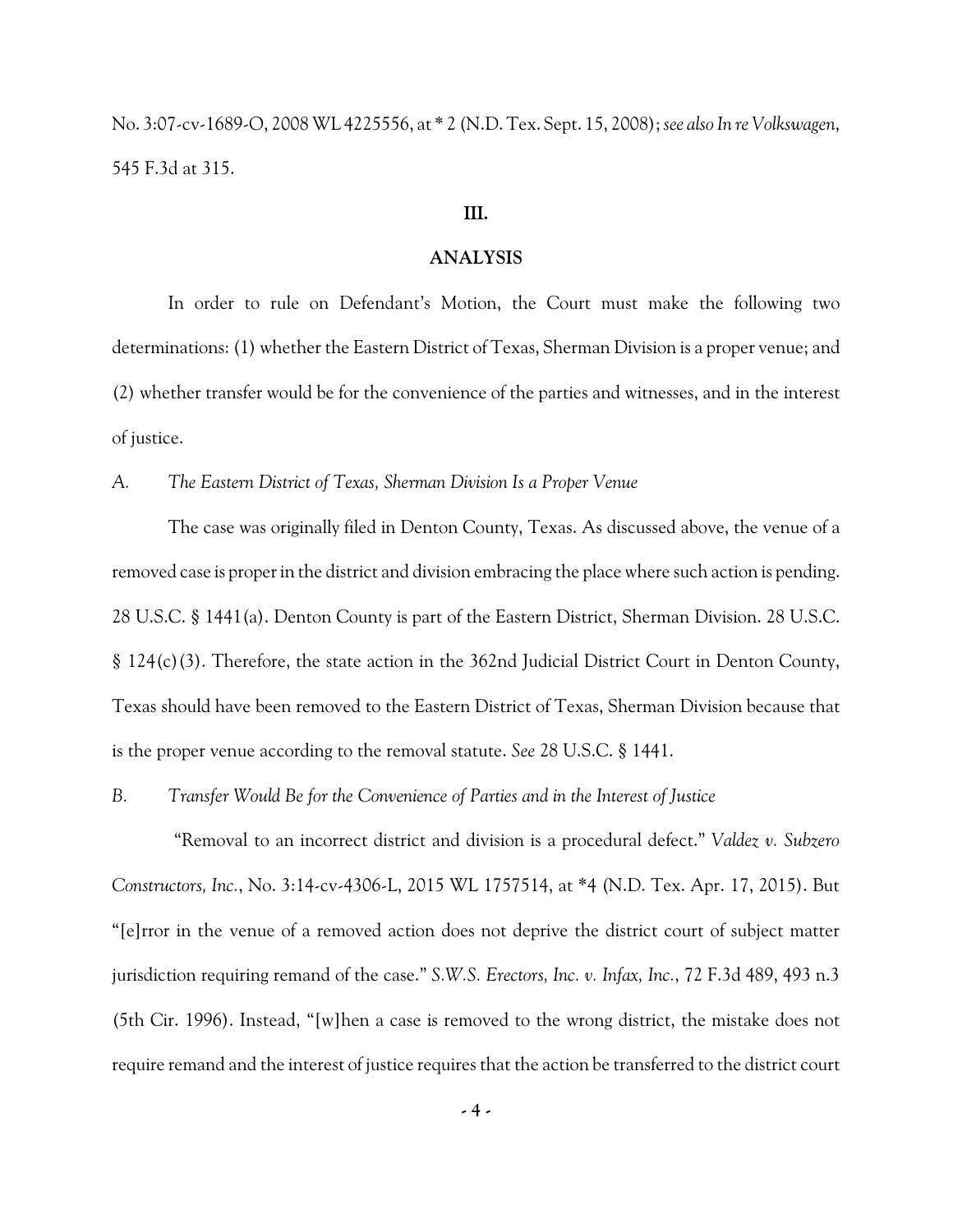No. 3:07-cv-1689-O, 2008 WL 4225556, at * 2 (N.D. Tex. Sept. 15, 2008); *see also In re Volkswagen*, 545 F.3d at 315.

## III.

## ANALYSIS

In order to rule on Defendant's Motion, the Court must make the following two determinations: (1) whether the Eastern District of Texas, Sherman Division is a proper venue; and (2) whether transfer would be for the convenience of the parties and witnesses, and in the interest of justice.

*A. The Eastern District of Texas, Sherman Division Is a Proper Venue*

The case was originally filed in Denton County, Texas. As discussed above, the venue of a removed case is proper in the district and division embracing the place where such action is pending. 28 U.S.C. § 1441(a). Denton County is part of the Eastern District, Sherman Division. 28 U.S.C. § 124(c)(3). Therefore, the state action in the 362nd Judicial District Court in Denton County, Texas should have been removed to the Eastern District of Texas, Sherman Division because that is the proper venue according to the removal statute. *See* 28 U.S.C. § 1441.

*B. Transfer Would Be for the Convenience of Parties and in the Interest of Justice*

"Removal to an incorrect district and division is a procedural defect." *Valdez v. Subzero Constructors, Inc.*, No. 3:14-cv-4306-L, 2015 WL 1757514, at *4 (N.D. Tex. Apr. 17, 2015). But "[e]rror in the venue of a removed action does not deprive the district court of subject matter jurisdiction requiring remand of the case." *S.W.S. Erectors, Inc. v. Infax, Inc.*, 72 F.3d 489, 493 n.3 (5th Cir. 1996). Instead, "[w]hen a case is removed to the wrong district, the mistake does not require remand and the interest of justice requires that the action be transferred to the district court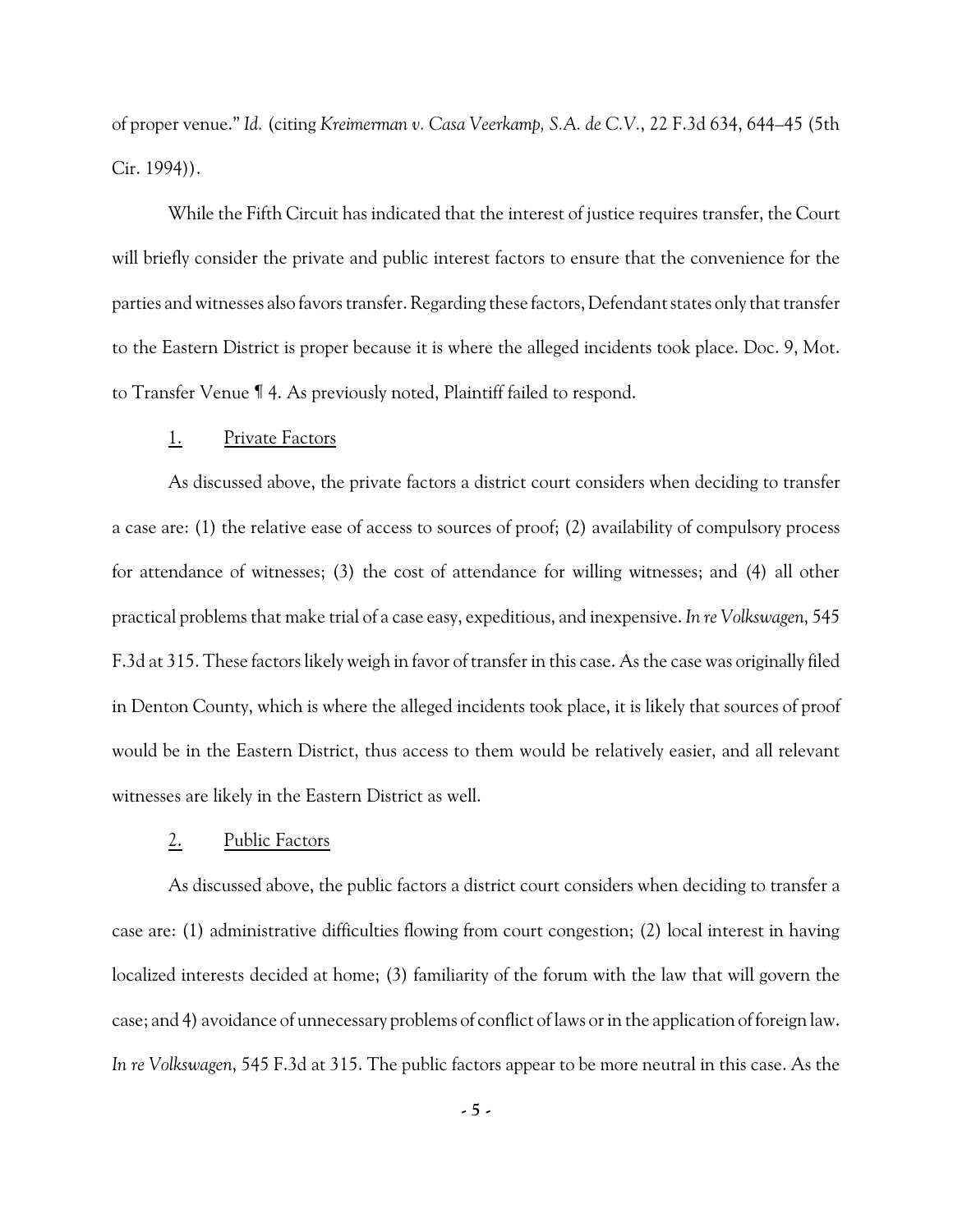of proper venue." *Id.* (citing *Kreimerman v. Casa Veerkamp, S.A. de C.V.*, 22 F.3d 634, 644–45 (5th Cir. 1994)).

While the Fifth Circuit has indicated that the interest of justice requires transfer, the Court will briefly consider the private and public interest factors to ensure that the convenience for the parties and witnesses also favors transfer. Regarding these factors, Defendant states only that transfer to the Eastern District is proper because it is where the alleged incidents took place. Doc. 9, Mot. to Transfer Venue ¶ 4. As previously noted, Plaintiff failed to respond.

### 1. Private Factors

As discussed above, the private factors a district court considers when deciding to transfer a case are: (1) the relative ease of access to sources of proof; (2) availability of compulsory process for attendance of witnesses; (3) the cost of attendance for willing witnesses; and (4) all other practical problems that make trial of a case easy, expeditious, and inexpensive. *In re Volkswagen*, 545 F.3d at 315. These factors likely weigh in favor of transfer in this case. As the case was originally filed in Denton County, which is where the alleged incidents took place, it is likely that sources of proof would be in the Eastern District, thus access to them would be relatively easier, and all relevant witnesses are likely in the Eastern District as well.

### 2. Public Factors

As discussed above, the public factors a district court considers when deciding to transfer a case are: (1) administrative difficulties flowing from court congestion; (2) local interest in having localized interests decided at home; (3) familiarity of the forum with the law that will govern the case; and 4) avoidance of unnecessary problems of conflict of laws or in the application of foreign law. *In re Volkswagen*, 545 F.3d at 315. The public factors appear to be more neutral in this case. As the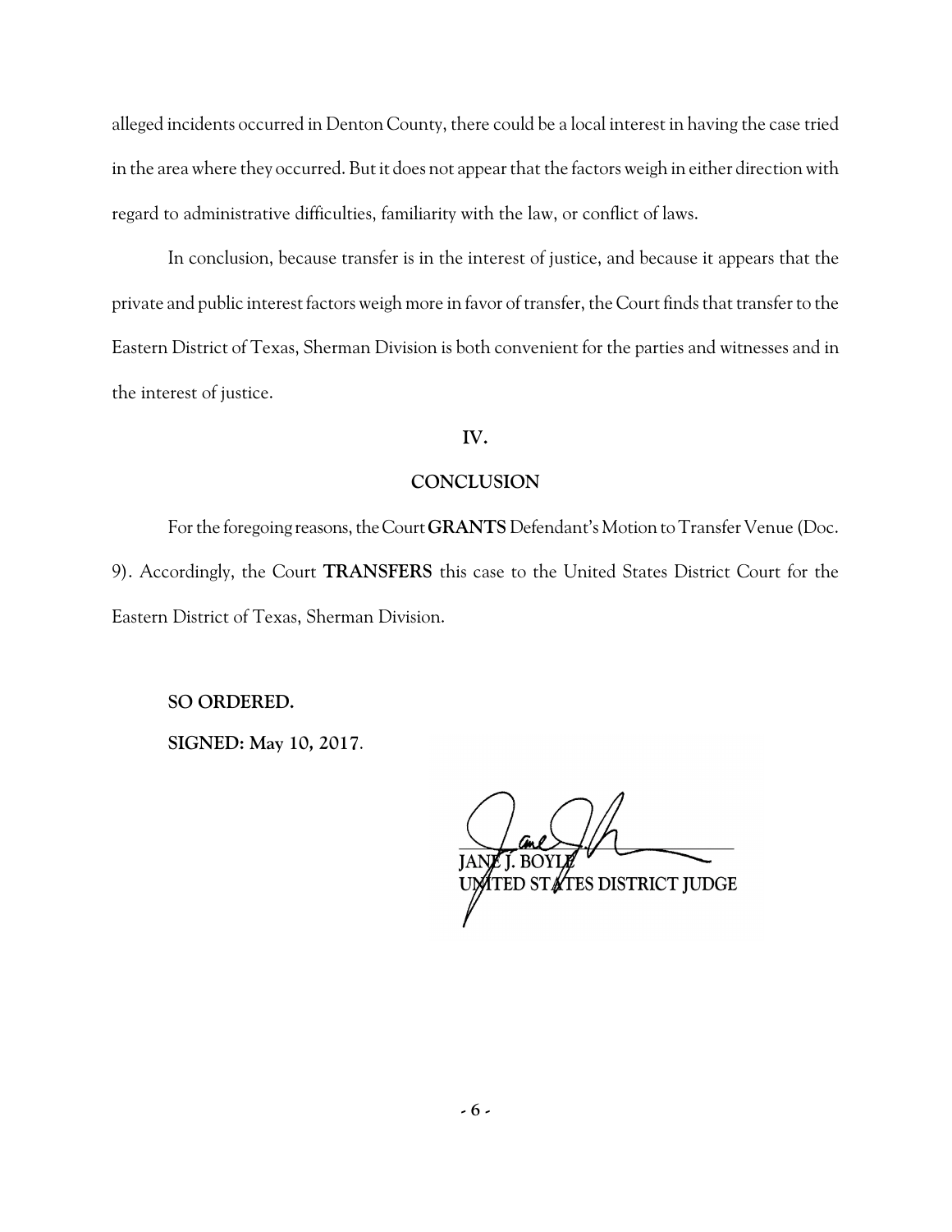alleged incidents occurred in Denton County, there could be a local interest in having the case tried in the area where they occurred. But it does not appear that the factors weigh in either direction with regard to administrative difficulties, familiarity with the law, or conflict of laws.

In conclusion, because transfer is in the interest of justice, and because it appears that the private and public interest factors weigh more in favor of transfer, the Court finds that transfer to the Eastern District of Texas, Sherman Division is both convenient for the parties and witnesses and in the interest of justice.

## IV.

## CONCLUSION

For the foregoing reasons, the Court **GRANTS** Defendant's Motion to Transfer Venue (Doc. 9). Accordingly, the Court **TRANSFERS** this case to the United States District Court for the Eastern District of Texas, Sherman Division.

**SO ORDERED.**

**SIGNED: May 10, 2017**.

JANE J. BOYLE
UNITED STATES DISTRICT JUDGE